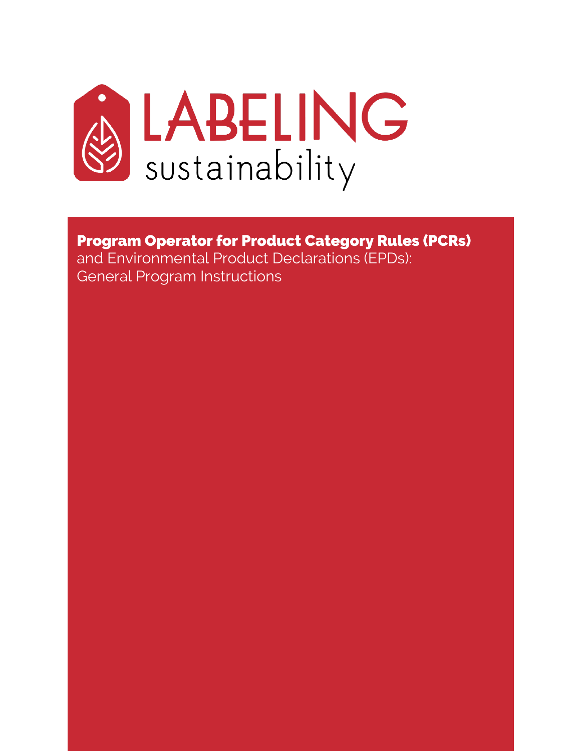LABELING sustainability

# Program Operator for Product Category Rules (PCRs)

and Environmental Product Declarations (EPDs): General Program Instructions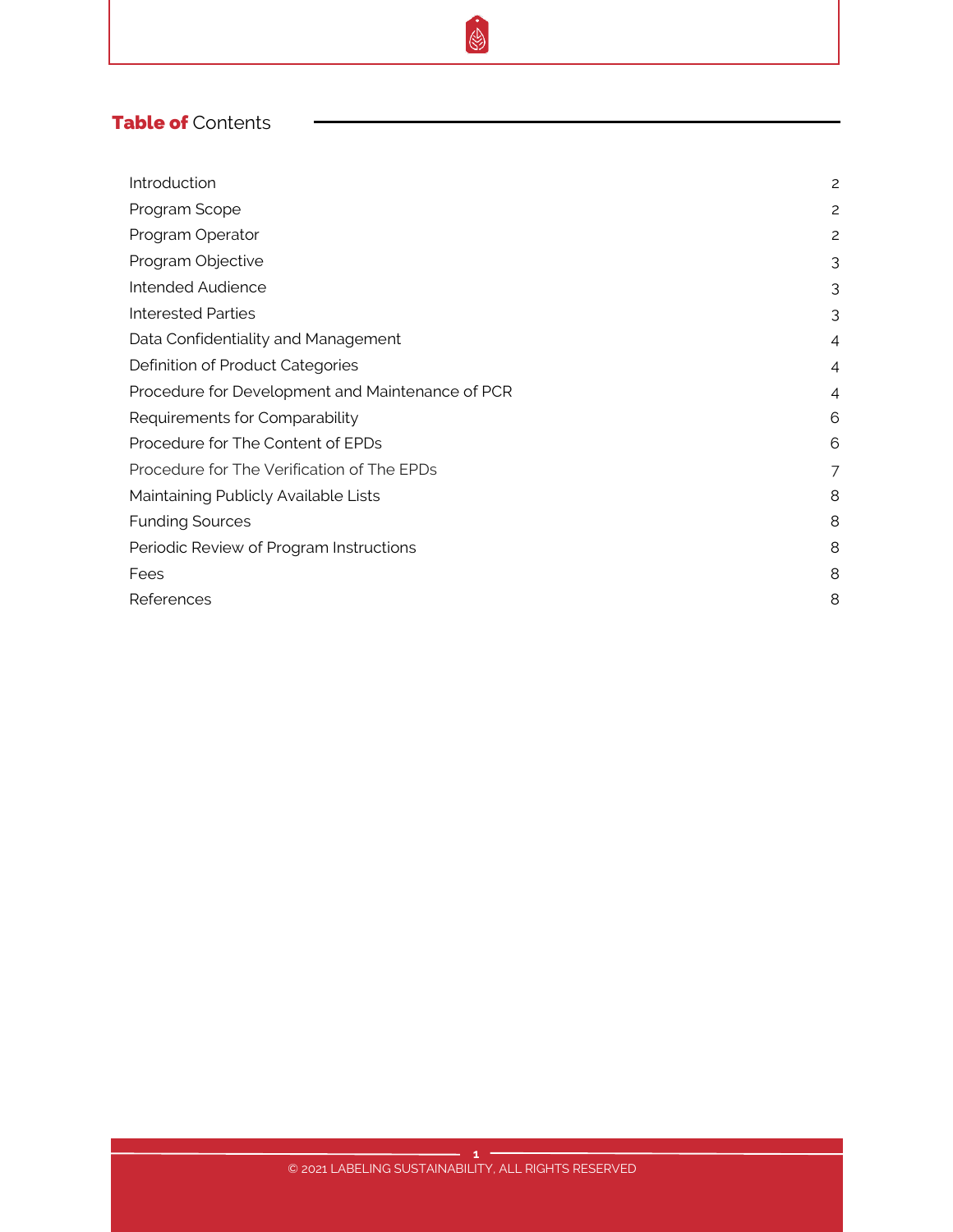## **Table of** Contents

| | |
|---|---|
| Introduction | 2 |
| Program Scope | 2 |
| Program Operator | 2 |
| Program Objective | 3 |
| Intended Audience | 3 |
| Interested Parties | 3 |
| Data Confidentiality and Management | 4 |
| Definition of Product Categories | 4 |
| Procedure for Development and Maintenance of PCR | 4 |
| Requirements for Comparability | 6 |
| Procedure for The Content of EPDs | 6 |
| Procedure for The Verification of The EPDs | 7 |
| Maintaining Publicly Available Lists | 8 |
| Funding Sources | 8 |
| Periodic Review of Program Instructions | 8 |
| Fees | 8 |
| References | 8 |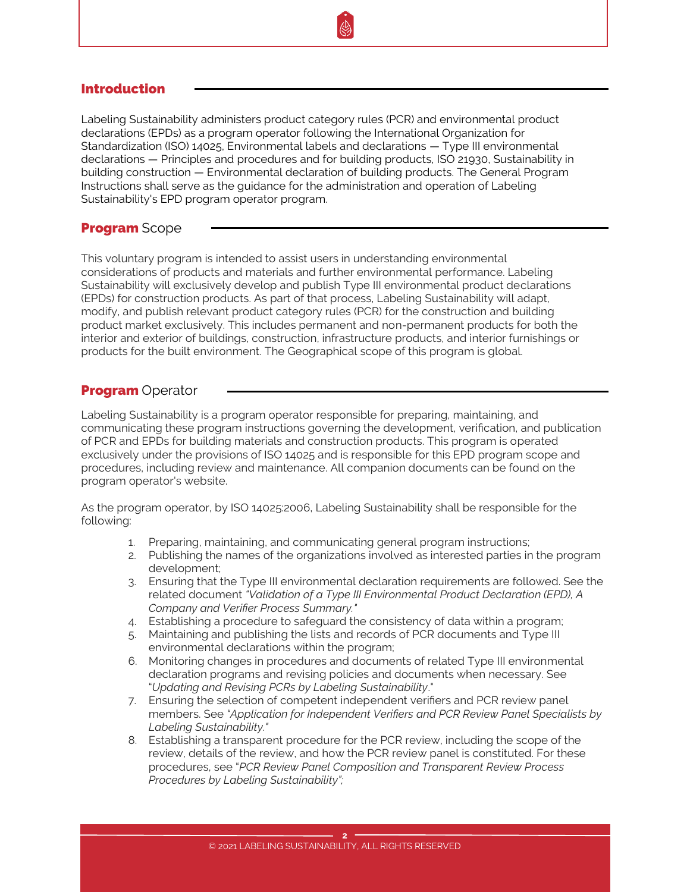## Introduction

Labeling Sustainability administers product category rules (PCR) and environmental product declarations (EPDs) as a program operator following the International Organization for Standardization (ISO) 14025, Environmental labels and declarations — Type III environmental declarations — Principles and procedures and for building products, ISO 21930, Sustainability in building construction — Environmental declaration of building products. The General Program Instructions shall serve as the guidance for the administration and operation of Labeling Sustainability's EPD program operator program.

## **Program** Scope

This voluntary program is intended to assist users in understanding environmental considerations of products and materials and further environmental performance. Labeling Sustainability will exclusively develop and publish Type III environmental product declarations (EPDs) for construction products. As part of that process, Labeling Sustainability will adapt, modify, and publish relevant product category rules (PCR) for the construction and building product market exclusively. This includes permanent and non-permanent products for both the interior and exterior of buildings, construction, infrastructure products, and interior furnishings or products for the built environment. The Geographical scope of this program is global.

## **Program** Operator

Labeling Sustainability is a program operator responsible for preparing, maintaining, and communicating these program instructions governing the development, verification, and publication of PCR and EPDs for building materials and construction products. This program is operated exclusively under the provisions of ISO 14025 and is responsible for this EPD program scope and procedures, including review and maintenance. All companion documents can be found on the program operator's website.

As the program operator, by ISO 14025:2006, Labeling Sustainability shall be responsible for the following:

1. Preparing, maintaining, and communicating general program instructions;
2. Publishing the names of the organizations involved as interested parties in the program development;
3. Ensuring that the Type III environmental declaration requirements are followed. See the related document *"Validation of a Type III Environmental Product Declaration (EPD), A Company and Verifier Process Summary."*
4. Establishing a procedure to safeguard the consistency of data within a program;
5. Maintaining and publishing the lists and records of PCR documents and Type III environmental declarations within the program;
6. Monitoring changes in procedures and documents of related Type III environmental declaration programs and revising policies and documents when necessary. See "*Updating and Revising PCRs by Labeling Sustainability*."
7. Ensuring the selection of competent independent verifiers and PCR review panel members. See *"Application for Independent Verifiers and PCR Review Panel Specialists by Labeling Sustainability."*
8. Establishing a transparent procedure for the PCR review, including the scope of the review, details of the review, and how the PCR review panel is constituted. For these procedures, see "*PCR Review Panel Composition and Transparent Review Process Procedures by Labeling Sustainability";*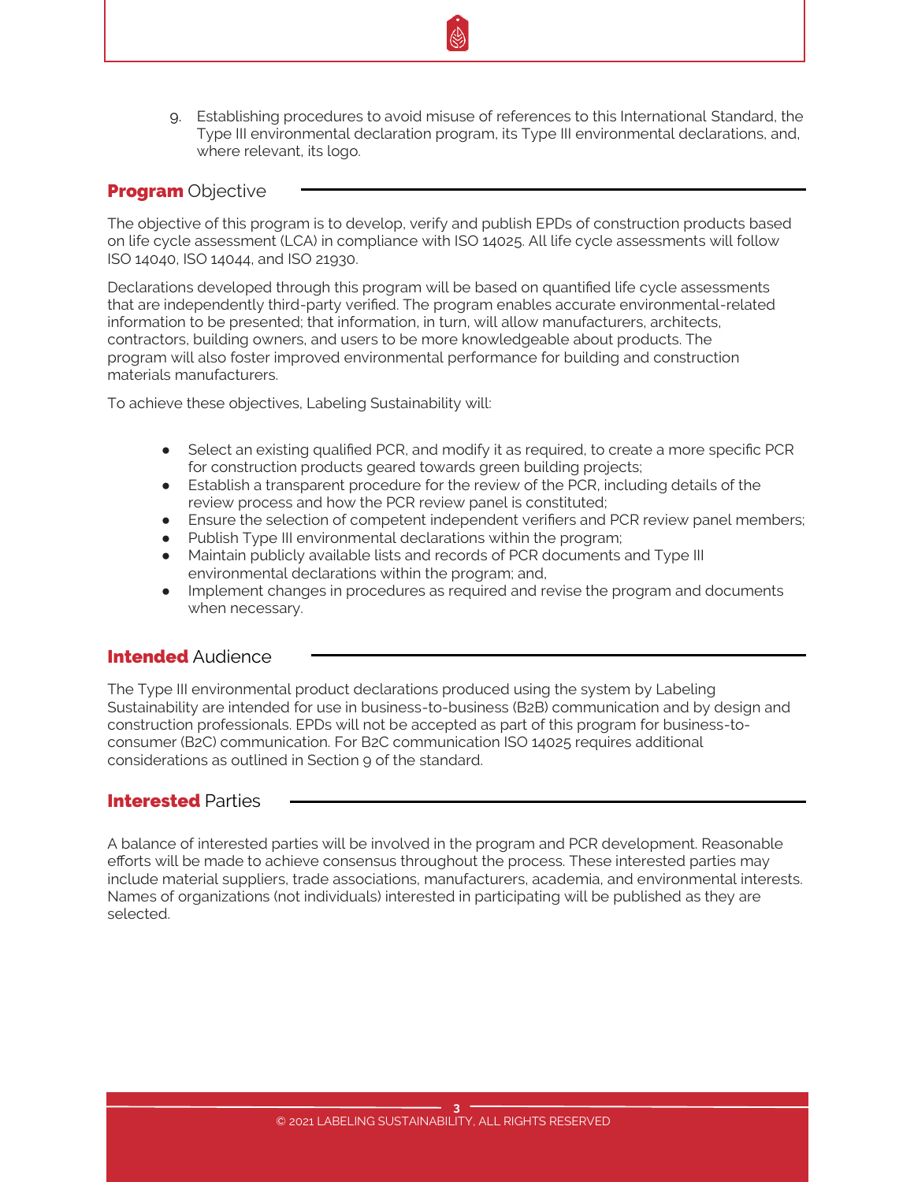9. Establishing procedures to avoid misuse of references to this International Standard, the Type III environmental declaration program, its Type III environmental declarations, and, where relevant, its logo.

## **Program** Objective

The objective of this program is to develop, verify and publish EPDs of construction products based on life cycle assessment (LCA) in compliance with ISO 14025. All life cycle assessments will follow ISO 14040, ISO 14044, and ISO 21930.

Declarations developed through this program will be based on quantified life cycle assessments that are independently third-party verified. The program enables accurate environmental-related information to be presented; that information, in turn, will allow manufacturers, architects, contractors, building owners, and users to be more knowledgeable about products. The program will also foster improved environmental performance for building and construction materials manufacturers.

To achieve these objectives, Labeling Sustainability will:

- Select an existing qualified PCR, and modify it as required, to create a more specific PCR for construction products geared towards green building projects;
- Establish a transparent procedure for the review of the PCR, including details of the review process and how the PCR review panel is constituted;
- Ensure the selection of competent independent verifiers and PCR review panel members;
- Publish Type III environmental declarations within the program;
- Maintain publicly available lists and records of PCR documents and Type III environmental declarations within the program; and,
- Implement changes in procedures as required and revise the program and documents when necessary.

## **Intended** Audience

The Type III environmental product declarations produced using the system by Labeling Sustainability are intended for use in business-to-business (B2B) communication and by design and construction professionals. EPDs will not be accepted as part of this program for business-to-consumer (B2C) communication. For B2C communication ISO 14025 requires additional considerations as outlined in Section 9 of the standard.

## **Interested** Parties

A balance of interested parties will be involved in the program and PCR development. Reasonable efforts will be made to achieve consensus throughout the process. These interested parties may include material suppliers, trade associations, manufacturers, academia, and environmental interests. Names of organizations (not individuals) interested in participating will be published as they are selected.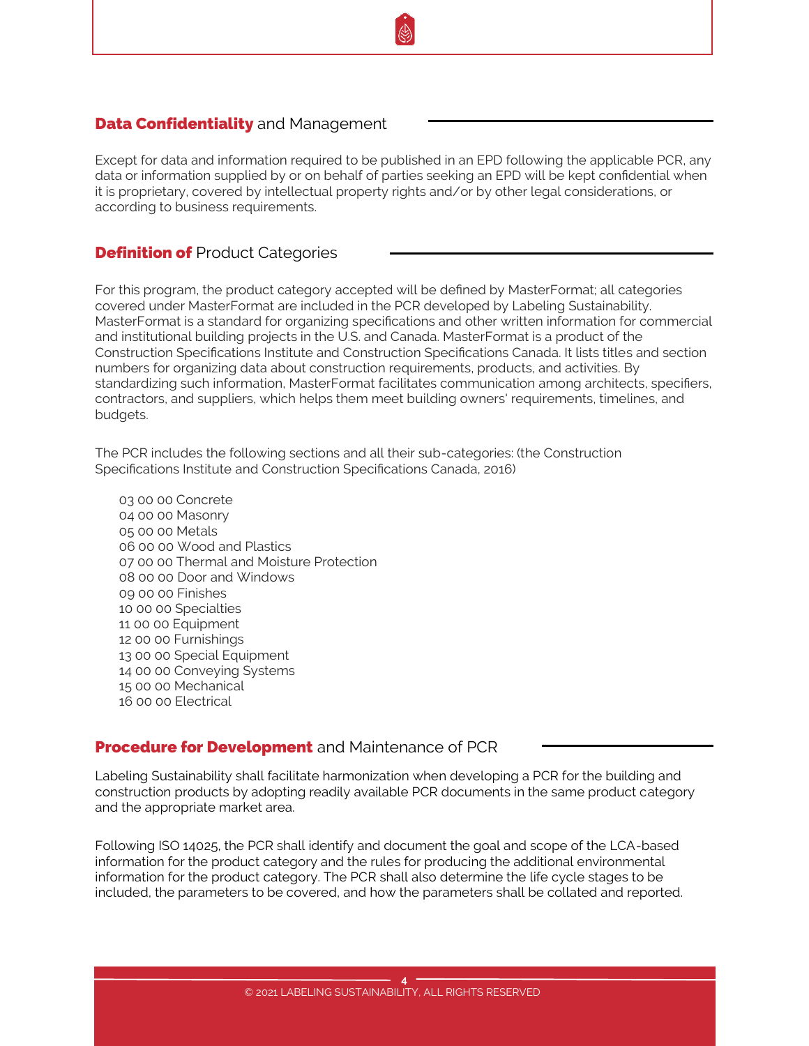## **Data Confidentiality** and Management

Except for data and information required to be published in an EPD following the applicable PCR, any data or information supplied by or on behalf of parties seeking an EPD will be kept confidential when it is proprietary, covered by intellectual property rights and/or by other legal considerations, or according to business requirements.

## **Definition of** Product Categories

For this program, the product category accepted will be defined by MasterFormat; all categories covered under MasterFormat are included in the PCR developed by Labeling Sustainability. MasterFormat is a standard for organizing specifications and other written information for commercial and institutional building projects in the U.S. and Canada. MasterFormat is a product of the Construction Specifications Institute and Construction Specifications Canada. It lists titles and section numbers for organizing data about construction requirements, products, and activities. By standardizing such information, MasterFormat facilitates communication among architects, specifiers, contractors, and suppliers, which helps them meet building owners' requirements, timelines, and budgets.

The PCR includes the following sections and all their sub-categories: (the Construction Specifications Institute and Construction Specifications Canada, 2016)

- 03 00 00 Concrete
- 04 00 00 Masonry
- 05 00 00 Metals
- 06 00 00 Wood and Plastics
- 07 00 00 Thermal and Moisture Protection
- 08 00 00 Door and Windows
- 09 00 00 Finishes
- 10 00 00 Specialties
- 11 00 00 Equipment
- 12 00 00 Furnishings
- 13 00 00 Special Equipment
- 14 00 00 Conveying Systems
- 15 00 00 Mechanical
- 16 00 00 Electrical

## **Procedure for Development** and Maintenance of PCR

Labeling Sustainability shall facilitate harmonization when developing a PCR for the building and construction products by adopting readily available PCR documents in the same product category and the appropriate market area.

Following ISO 14025, the PCR shall identify and document the goal and scope of the LCA-based information for the product category and the rules for producing the additional environmental information for the product category. The PCR shall also determine the life cycle stages to be included, the parameters to be covered, and how the parameters shall be collated and reported.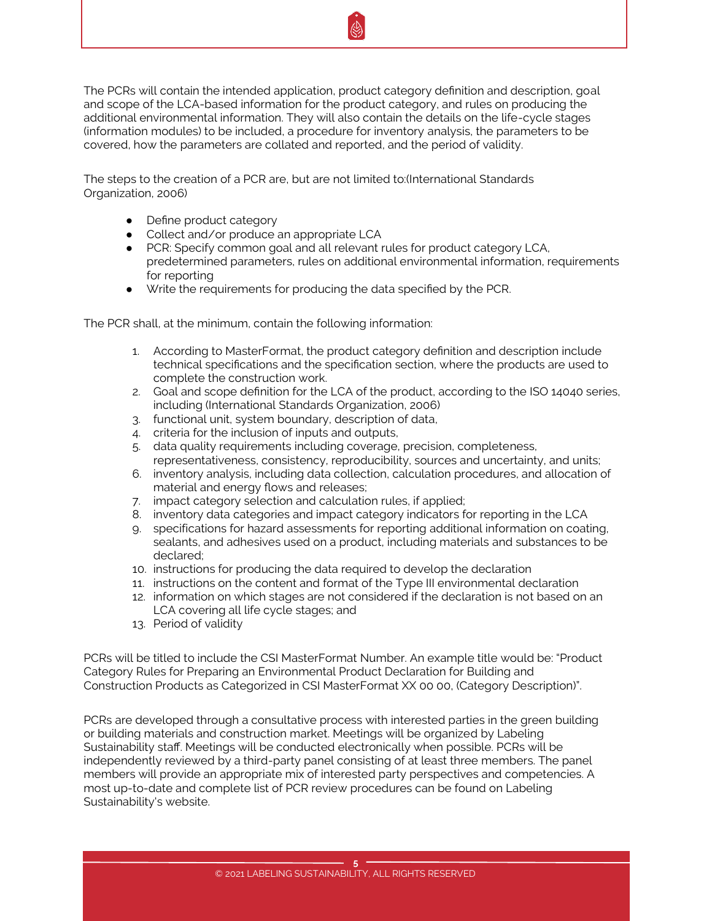The PCRs will contain the intended application, product category definition and description, goal and scope of the LCA-based information for the product category, and rules on producing the additional environmental information. They will also contain the details on the life-cycle stages (information modules) to be included, a procedure for inventory analysis, the parameters to be covered, how the parameters are collated and reported, and the period of validity.

The steps to the creation of a PCR are, but are not limited to:(International Standards Organization, 2006)

- Define product category
- Collect and/or produce an appropriate LCA
- PCR: Specify common goal and all relevant rules for product category LCA, predetermined parameters, rules on additional environmental information, requirements for reporting
- Write the requirements for producing the data specified by the PCR.

The PCR shall, at the minimum, contain the following information:

1. According to MasterFormat, the product category definition and description include technical specifications and the specification section, where the products are used to complete the construction work.
2. Goal and scope definition for the LCA of the product, according to the ISO 14040 series, including (International Standards Organization, 2006)
3. functional unit, system boundary, description of data,
4. criteria for the inclusion of inputs and outputs,
5. data quality requirements including coverage, precision, completeness, representativeness, consistency, reproducibility, sources and uncertainty, and units;
6. inventory analysis, including data collection, calculation procedures, and allocation of material and energy flows and releases;
7. impact category selection and calculation rules, if applied;
8. inventory data categories and impact category indicators for reporting in the LCA
9. specifications for hazard assessments for reporting additional information on coating, sealants, and adhesives used on a product, including materials and substances to be declared;
10. instructions for producing the data required to develop the declaration
11. instructions on the content and format of the Type III environmental declaration
12. information on which stages are not considered if the declaration is not based on an LCA covering all life cycle stages; and
13. Period of validity

PCRs will be titled to include the CSI MasterFormat Number. An example title would be: "Product Category Rules for Preparing an Environmental Product Declaration for Building and Construction Products as Categorized in CSI MasterFormat XX 00 00, (Category Description)".

PCRs are developed through a consultative process with interested parties in the green building or building materials and construction market. Meetings will be organized by Labeling Sustainability staff. Meetings will be conducted electronically when possible. PCRs will be independently reviewed by a third-party panel consisting of at least three members. The panel members will provide an appropriate mix of interested party perspectives and competencies. A most up-to-date and complete list of PCR review procedures can be found on Labeling Sustainability's website.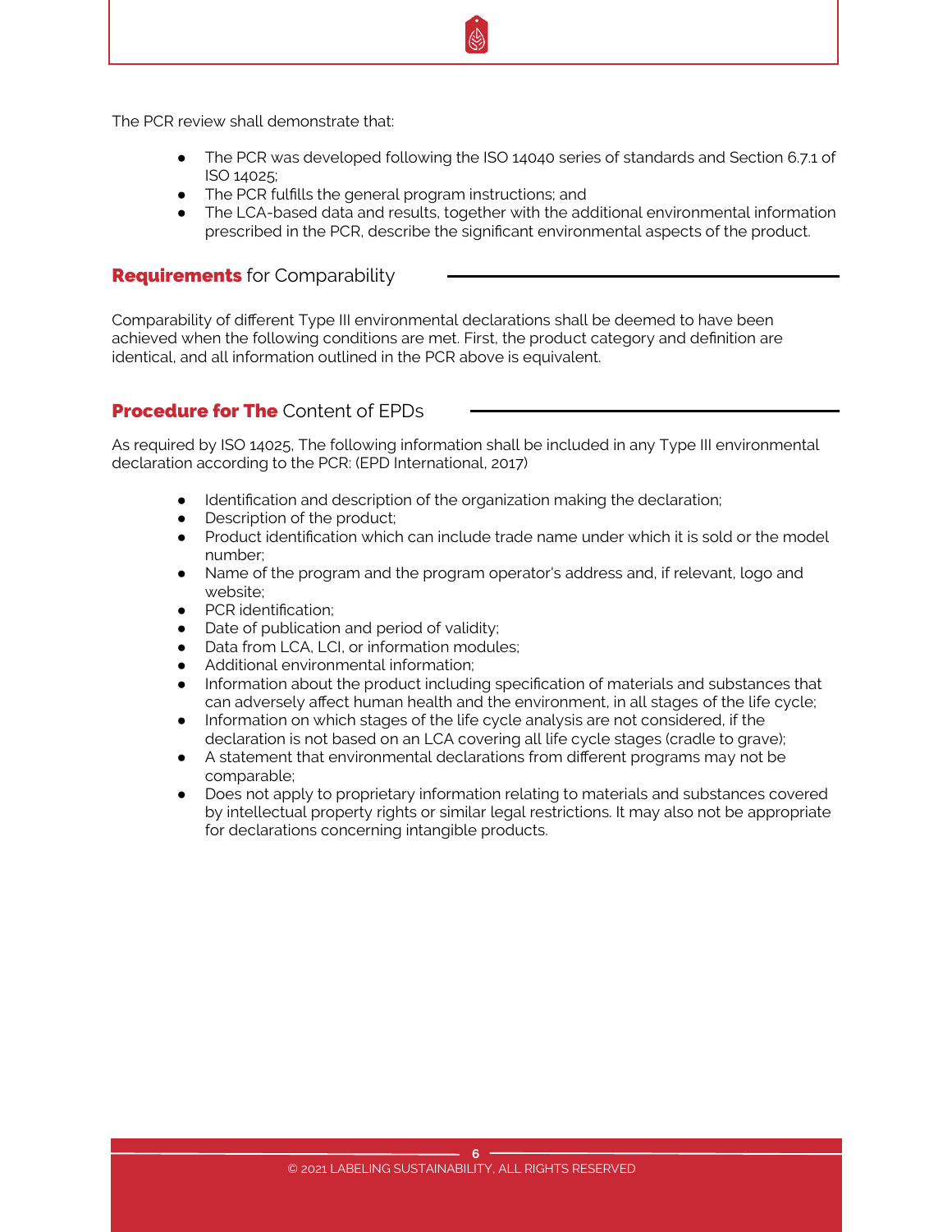The PCR review shall demonstrate that:

- The PCR was developed following the ISO 14040 series of standards and Section 6.7.1 of ISO 14025;
- The PCR fulfills the general program instructions; and
- The LCA-based data and results, together with the additional environmental information prescribed in the PCR, describe the significant environmental aspects of the product.

## **Requirements** for Comparability

Comparability of different Type III environmental declarations shall be deemed to have been achieved when the following conditions are met. First, the product category and definition are identical, and all information outlined in the PCR above is equivalent.

## **Procedure for The** Content of EPDs

As required by ISO 14025, The following information shall be included in any Type III environmental declaration according to the PCR: (EPD International, 2017)

- Identification and description of the organization making the declaration;
- Description of the product;
- Product identification which can include trade name under which it is sold or the model number;
- Name of the program and the program operator's address and, if relevant, logo and website;
- PCR identification;
- Date of publication and period of validity;
- Data from LCA, LCI, or information modules;
- Additional environmental information;
- Information about the product including specification of materials and substances that can adversely affect human health and the environment, in all stages of the life cycle;
- Information on which stages of the life cycle analysis are not considered, if the declaration is not based on an LCA covering all life cycle stages (cradle to grave);
- A statement that environmental declarations from different programs may not be comparable;
- Does not apply to proprietary information relating to materials and substances covered by intellectual property rights or similar legal restrictions. It may also not be appropriate for declarations concerning intangible products.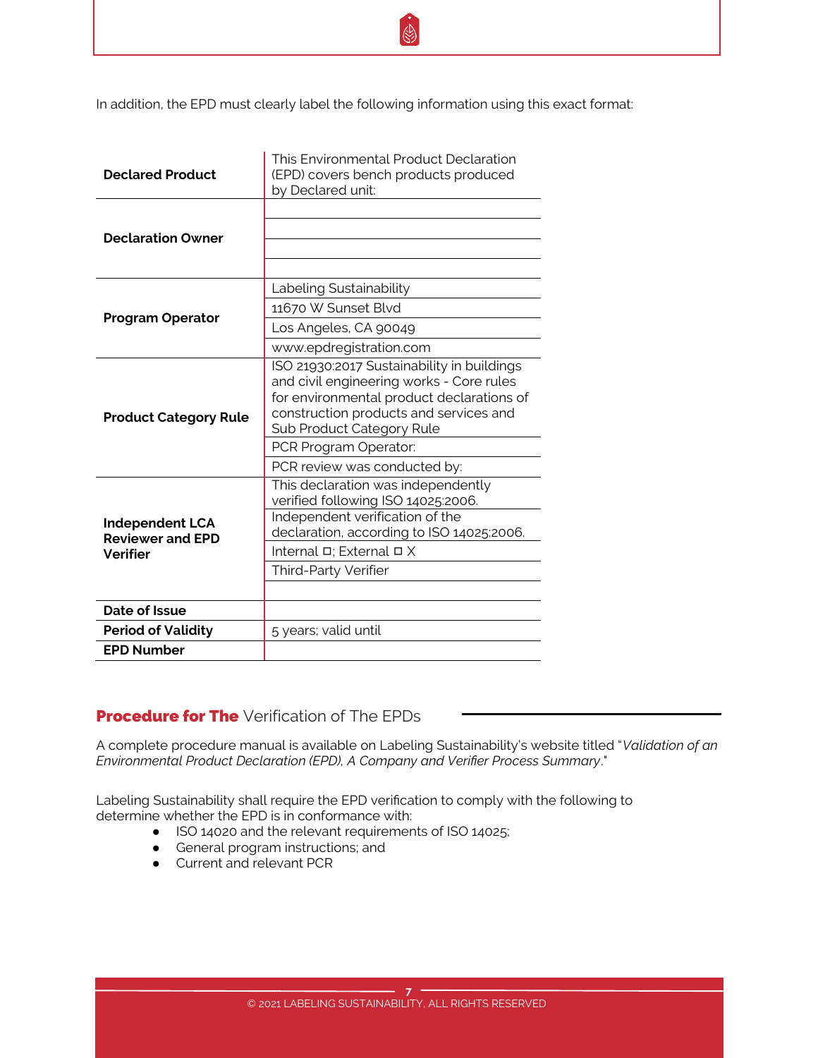In addition, the EPD must clearly label the following information using this exact format:

| | |
|---|---|
| **Declared Product** | This Environmental Product Declaration (EPD) covers bench products produced by Declared unit: |
| **Declaration Owner** | |
| | |
| | |
| | |
| **Program Operator** | Labeling Sustainability |
| | 11670 W Sunset Blvd |
| | Los Angeles, CA 90049 |
| | www.epdregistration.com |
| **Product Category Rule** | ISO 21930:2017 Sustainability in buildings and civil engineering works - Core rules for environmental product declarations of construction products and services and Sub Product Category Rule |
| | PCR Program Operator: |
| | PCR review was conducted by: |
| **Independent LCA Reviewer and EPD Verifier** | This declaration was independently verified following ISO 14025:2006. |
| | Independent verification of the declaration, according to ISO 14025:2006. |
| | Internal ☐; External ☐ X |
| | Third-Party Verifier |
| | |
| **Date of Issue** | |
| **Period of Validity** | 5 years; valid until |
| **EPD Number** | |

## **Procedure for The** Verification of The EPDs

A complete procedure manual is available on Labeling Sustainability's website titled "*Validation of an Environmental Product Declaration (EPD), A Company and Verifier Process Summary*."

Labeling Sustainability shall require the EPD verification to comply with the following to determine whether the EPD is in conformance with:

- ISO 14020 and the relevant requirements of ISO 14025;
- General program instructions; and
- Current and relevant PCR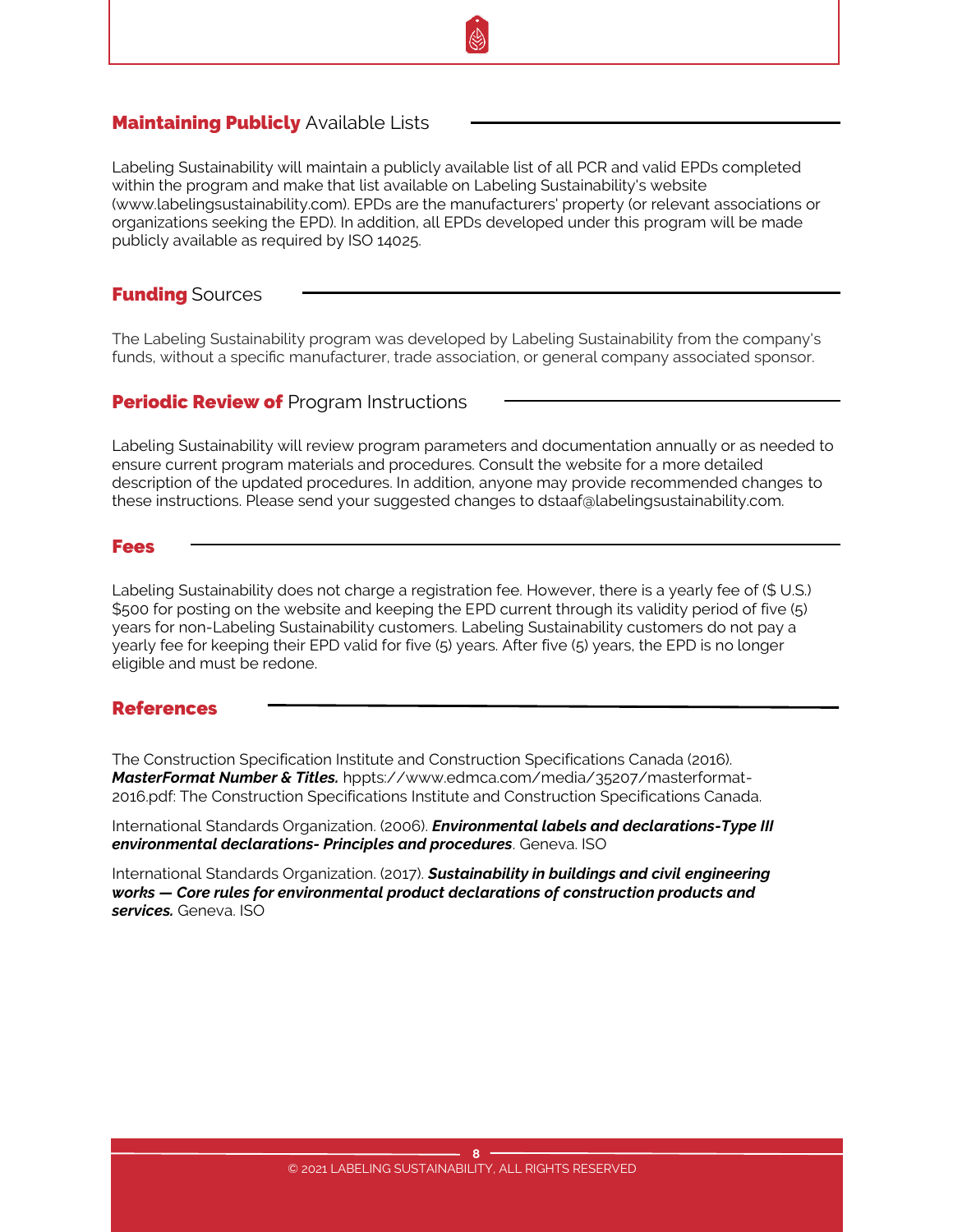## **Maintaining Publicly** Available Lists

Labeling Sustainability will maintain a publicly available list of all PCR and valid EPDs completed within the program and make that list available on Labeling Sustainability's website (www.labelingsustainability.com). EPDs are the manufacturers' property (or relevant associations or organizations seeking the EPD). In addition, all EPDs developed under this program will be made publicly available as required by ISO 14025.

## **Funding** Sources

The Labeling Sustainability program was developed by Labeling Sustainability from the company's funds, without a specific manufacturer, trade association, or general company associated sponsor.

## **Periodic Review of** Program Instructions

Labeling Sustainability will review program parameters and documentation annually or as needed to ensure current program materials and procedures. Consult the website for a more detailed description of the updated procedures. In addition, anyone may provide recommended changes to these instructions. Please send your suggested changes to dstaaf@labelingsustainability.com.

## **Fees**

Labeling Sustainability does not charge a registration fee. However, there is a yearly fee of ($ U.S.) $500 for posting on the website and keeping the EPD current through its validity period of five (5) years for non-Labeling Sustainability customers. Labeling Sustainability customers do not pay a yearly fee for keeping their EPD valid for five (5) years. After five (5) years, the EPD is no longer eligible and must be redone.

## **References**

The Construction Specification Institute and Construction Specifications Canada (2016). ***MasterFormat Number & Titles.*** hppts://www.edmca.com/media/35207/masterformat-2016.pdf: The Construction Specifications Institute and Construction Specifications Canada.

International Standards Organization. (2006). ***Environmental labels and declarations-Type III environmental declarations- Principles and procedures***. Geneva. ISO

International Standards Organization. (2017). ***Sustainability in buildings and civil engineering works — Core rules for environmental product declarations of construction products and services.*** Geneva. ISO